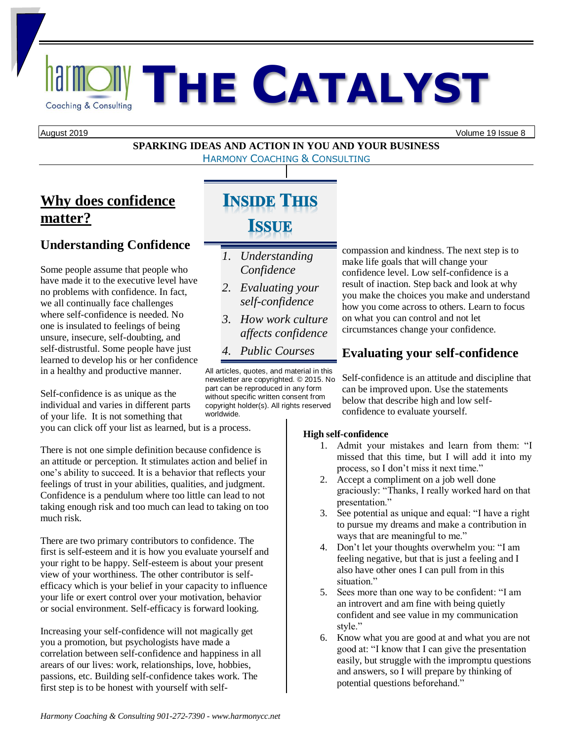# THE CATALYST

August 2019 — Volume 19 Issue 8

**SPARKING IDEAS AND ACTION IN YOU AND YOUR BUSINESS**
HARMONY COACHING & CONSULTING

## INSIDE THIS ISSUE

1. *Understanding Confidence*
2. *Evaluating your self-confidence*
3. *How work culture affects confidence*
4. *Public Courses*

All articles, quotes, and material in this newsletter are copyrighted. © 2015. No part can be reproduced in any form without specific written consent from copyright holder(s). All rights reserved worldwide.

## Why does confidence matter?

### Understanding Confidence

Some people assume that people who have made it to the executive level have no problems with confidence. In fact, we all continually face challenges where self-confidence is needed. No one is insulated to feelings of being unsure, insecure, self-doubting, and self-distrustful. Some people have just learned to develop his or her confidence in a healthy and productive manner.

Self-confidence is as unique as the individual and varies in different parts of your life. It is not something that you can click off your list as learned, but is a process.

There is not one simple definition because confidence is an attitude or perception. It stimulates action and belief in one's ability to succeed. It is a behavior that reflects your feelings of trust in your abilities, qualities, and judgment. Confidence is a pendulum where too little can lead to not taking enough risk and too much can lead to taking on too much risk.

There are two primary contributors to confidence. The first is self-esteem and it is how you evaluate yourself and your right to be happy. Self-esteem is about your present view of your worthiness. The other contributor is self-efficacy which is your belief in your capacity to influence your life or exert control over your motivation, behavior or social environment. Self-efficacy is forward looking.

Increasing your self-confidence will not magically get you a promotion, but psychologists have made a correlation between self-confidence and happiness in all arears of our lives: work, relationships, love, hobbies, passions, etc. Building self-confidence takes work. The first step is to be honest with yourself with self-compassion and kindness. The next step is to make life goals that will change your confidence level. Low self-confidence is a result of inaction. Step back and look at why you make the choices you make and understand how you come across to others. Learn to focus on what you can control and not let circumstances change your confidence.

### Evaluating your self-confidence

Self-confidence is an attitude and discipline that can be improved upon. Use the statements below that describe high and low self-confidence to evaluate yourself.

**High self-confidence**

1. Admit your mistakes and learn from them: "I missed that this time, but I will add it into my process, so I don't miss it next time."
2. Accept a compliment on a job well done graciously: "Thanks, I really worked hard on that presentation."
3. See potential as unique and equal: "I have a right to pursue my dreams and make a contribution in ways that are meaningful to me."
4. Don't let your thoughts overwhelm you: "I am feeling negative, but that is just a feeling and I also have other ones I can pull from in this situation."
5. Sees more than one way to be confident: "I am an introvert and am fine with being quietly confident and see value in my communication style."
6. Know what you are good at and what you are not good at: "I know that I can give the presentation easily, but struggle with the impromptu questions and answers, so I will prepare by thinking of potential questions beforehand."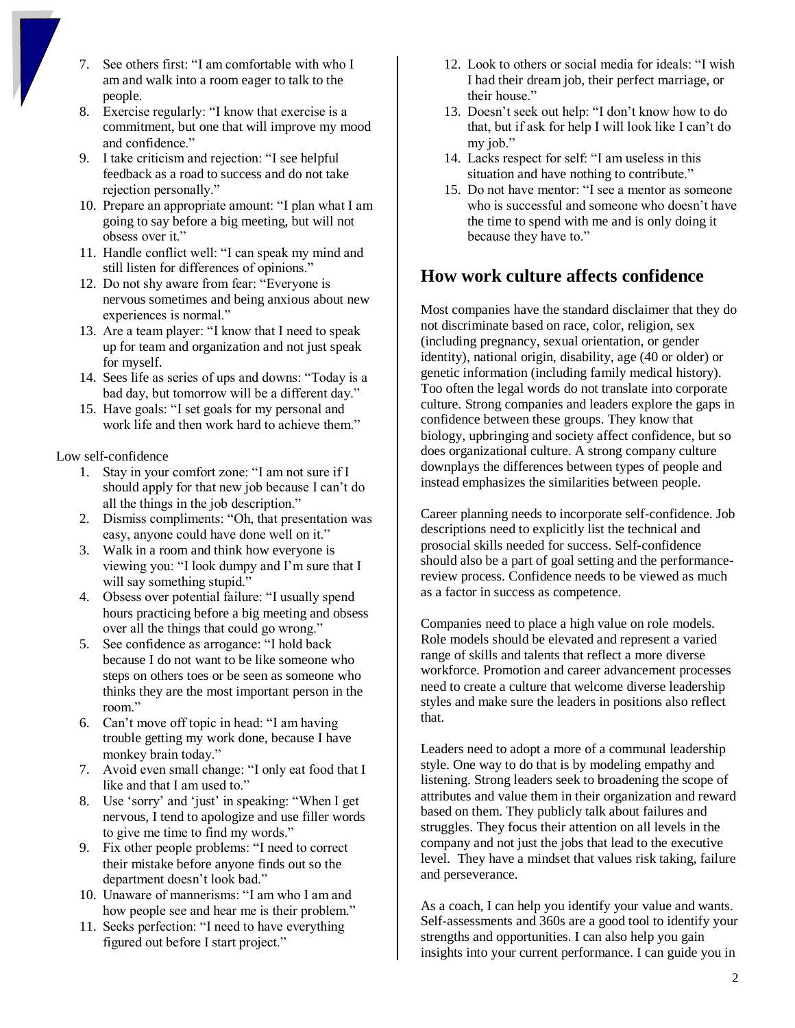7. See others first: "I am comfortable with who I am and walk into a room eager to talk to the people.
8. Exercise regularly: "I know that exercise is a commitment, but one that will improve my mood and confidence."
9. I take criticism and rejection: "I see helpful feedback as a road to success and do not take rejection personally."
10. Prepare an appropriate amount: "I plan what I am going to say before a big meeting, but will not obsess over it."
11. Handle conflict well: "I can speak my mind and still listen for differences of opinions."
12. Do not shy aware from fear: "Everyone is nervous sometimes and being anxious about new experiences is normal."
13. Are a team player: "I know that I need to speak up for team and organization and not just speak for myself.
14. Sees life as series of ups and downs: "Today is a bad day, but tomorrow will be a different day."
15. Have goals: "I set goals for my personal and work life and then work hard to achieve them."

Low self-confidence

1. Stay in your comfort zone: "I am not sure if I should apply for that new job because I can't do all the things in the job description."
2. Dismiss compliments: "Oh, that presentation was easy, anyone could have done well on it."
3. Walk in a room and think how everyone is viewing you: "I look dumpy and I'm sure that I will say something stupid."
4. Obsess over potential failure: "I usually spend hours practicing before a big meeting and obsess over all the things that could go wrong."
5. See confidence as arrogance: "I hold back because I do not want to be like someone who steps on others toes or be seen as someone who thinks they are the most important person in the room."
6. Can't move off topic in head: "I am having trouble getting my work done, because I have monkey brain today."
7. Avoid even small change: "I only eat food that I like and that I am used to."
8. Use 'sorry' and 'just' in speaking: "When I get nervous, I tend to apologize and use filler words to give me time to find my words."
9. Fix other people problems: "I need to correct their mistake before anyone finds out so the department doesn't look bad."
10. Unaware of mannerisms: "I am who I am and how people see and hear me is their problem."
11. Seeks perfection: "I need to have everything figured out before I start project."
12. Look to others or social media for ideals: "I wish I had their dream job, their perfect marriage, or their house."
13. Doesn't seek out help: "I don't know how to do that, but if ask for help I will look like I can't do my job."
14. Lacks respect for self: "I am useless in this situation and have nothing to contribute."
15. Do not have mentor: "I see a mentor as someone who is successful and someone who doesn't have the time to spend with me and is only doing it because they have to."

## How work culture affects confidence

Most companies have the standard disclaimer that they do not discriminate based on race, color, religion, sex (including pregnancy, sexual orientation, or gender identity), national origin, disability, age (40 or older) or genetic information (including family medical history). Too often the legal words do not translate into corporate culture. Strong companies and leaders explore the gaps in confidence between these groups. They know that biology, upbringing and society affect confidence, but so does organizational culture. A strong company culture downplays the differences between types of people and instead emphasizes the similarities between people.

Career planning needs to incorporate self-confidence. Job descriptions need to explicitly list the technical and prosocial skills needed for success. Self-confidence should also be a part of goal setting and the performance-review process. Confidence needs to be viewed as much as a factor in success as competence.

Companies need to place a high value on role models. Role models should be elevated and represent a varied range of skills and talents that reflect a more diverse workforce. Promotion and career advancement processes need to create a culture that welcome diverse leadership styles and make sure the leaders in positions also reflect that.

Leaders need to adopt a more of a communal leadership style. One way to do that is by modeling empathy and listening. Strong leaders seek to broadening the scope of attributes and value them in their organization and reward based on them. They publicly talk about failures and struggles. They focus their attention on all levels in the company and not just the jobs that lead to the executive level. They have a mindset that values risk taking, failure and perseverance.

As a coach, I can help you identify your value and wants. Self-assessments and 360s are a good tool to identify your strengths and opportunities. I can also help you gain insights into your current performance. I can guide you in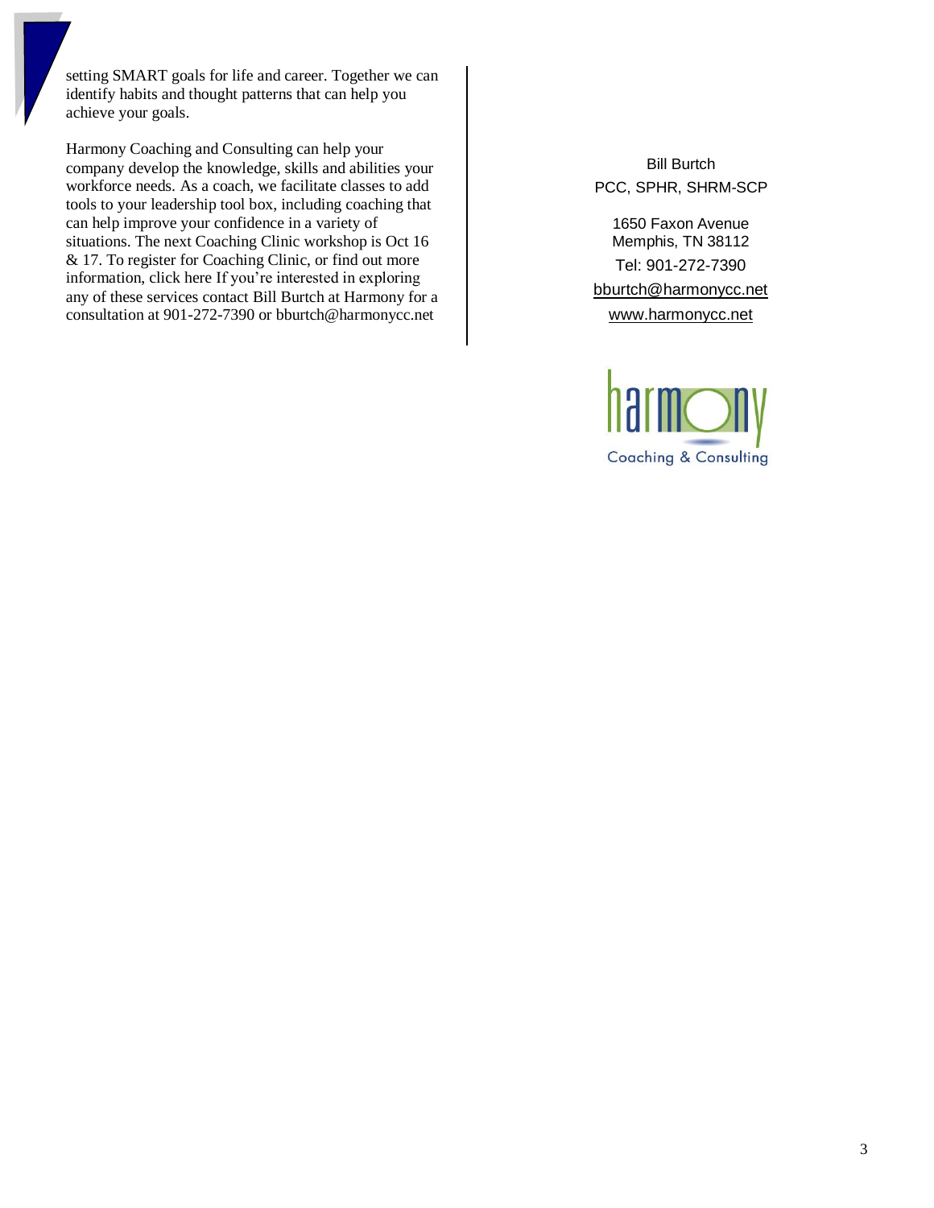setting SMART goals for life and career. Together we can identify habits and thought patterns that can help you achieve your goals.

Harmony Coaching and Consulting can help your company develop the knowledge, skills and abilities your workforce needs. As a coach, we facilitate classes to add tools to your leadership tool box, including coaching that can help improve your confidence in a variety of situations. The next Coaching Clinic workshop is Oct 16 & 17. To register for Coaching Clinic, or find out more information, click here If you're interested in exploring any of these services contact Bill Burtch at Harmony for a consultation at 901-272-7390 or bburtch@harmonycc.net

Bill Burtch
PCC, SPHR, SHRM-SCP

1650 Faxon Avenue
Memphis, TN 38112
Tel: 901-272-7390
bburtch@harmonycc.net
www.harmonycc.net

harmony
Coaching & Consulting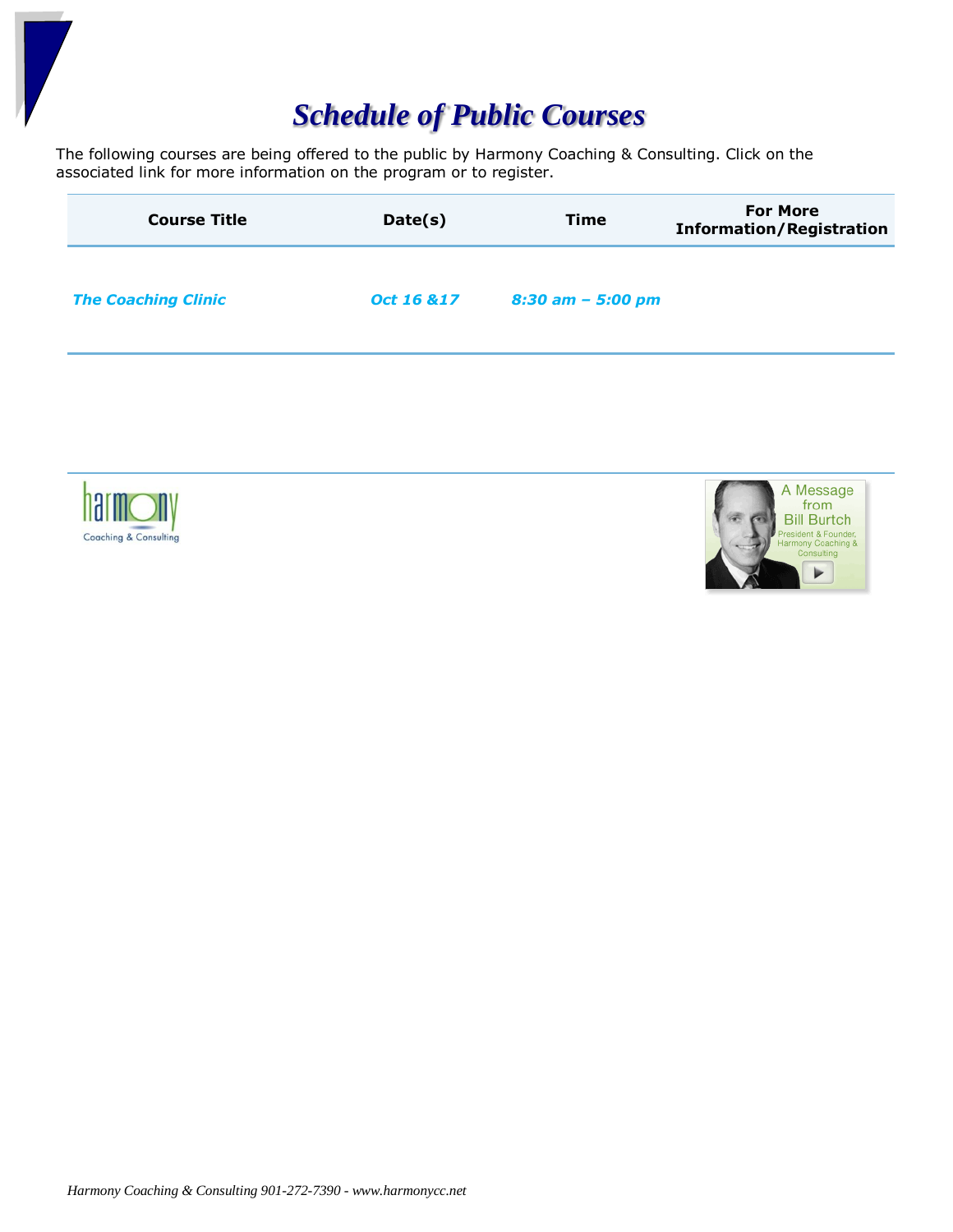# *Schedule of Public Courses*

The following courses are being offered to the public by Harmony Coaching & Consulting. Click on the associated link for more information on the program or to register.

| Course Title | Date(s) | Time | For More Information/Registration |
|---|---|---|---|
| ***The Coaching Clinic*** | ***Oct 16 &17*** | ***8:30 am – 5:00 pm*** | |

harmony Coaching & Consulting

A Message from Bill Burtch
President & Founder, Harmony Coaching & Consulting

*Harmony Coaching & Consulting 901-272-7390 - www.harmonycc.net*